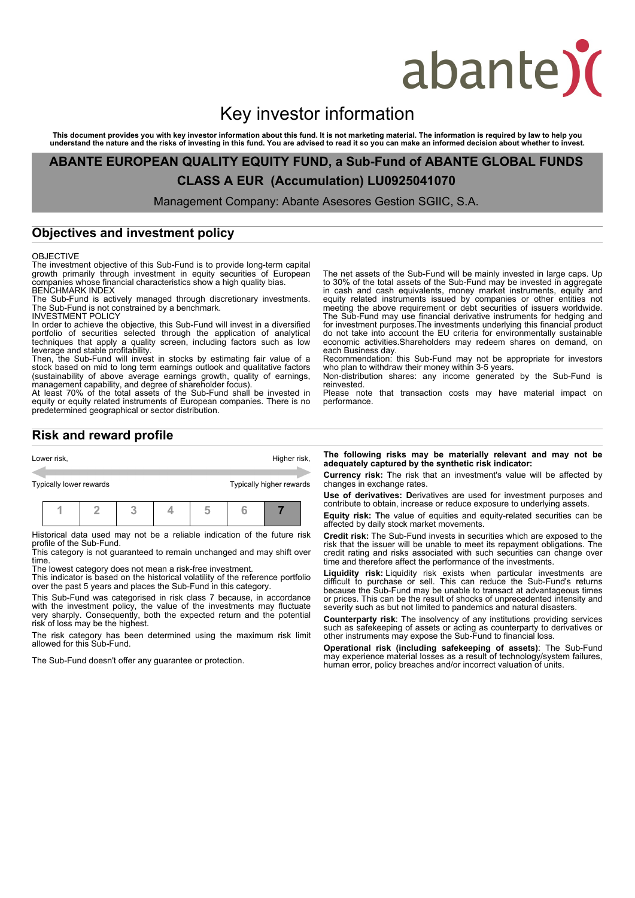abante

# Key investor information

**This document provides you with key investor information about this fund. It is not marketing material. The information is required by law to help you understand the nature and the risks of investing in this fund. You are advised to read it so you can make an informed decision about whether to invest.**

**ABANTE EUROPEAN QUALITY EQUITY FUND, a Sub-Fund of ABANTE GLOBAL FUNDS**

**CLASS A EUR (Accumulation) LU0925041070**

Management Company: Abante Asesores Gestion SGIIC, S.A.

## Objectives and investment policy

OBJECTIVE
The investment objective of this Sub-Fund is to provide long-term capital growth primarily through investment in equity securities of European companies whose financial characteristics show a high quality bias.
BENCHMARK INDEX
The Sub-Fund is actively managed through discretionary investments. The Sub-Fund is not constrained by a benchmark.
INVESTMENT POLICY
In order to achieve the objective, this Sub-Fund will invest in a diversified portfolio of securities selected through the application of analytical techniques that apply a quality screen, including factors such as low leverage and stable profitability.
Then, the Sub-Fund will invest in stocks by estimating fair value of a stock based on mid to long term earnings outlook and qualitative factors (sustainability of above average earnings growth, quality of earnings, management capability, and degree of shareholder focus).
At least 70% of the total assets of the Sub-Fund shall be invested in equity or equity related instruments of European companies. There is no predetermined geographical or sector distribution.

The net assets of the Sub-Fund will be mainly invested in large caps. Up to 30% of the total assets of the Sub-Fund may be invested in aggregate in cash and cash equivalents, money market instruments, equity and equity related instruments issued by companies or other entities not meeting the above requirement or debt securities of issuers worldwide.
The Sub-Fund may use financial derivative instruments for hedging and for investment purposes.The investments underlying this financial product do not take into account the EU criteria for environmentally sustainable economic activities.Shareholders may redeem shares on demand, on each Business day.
Recommendation: this Sub-Fund may not be appropriate for investors who plan to withdraw their money within 3-5 years.
Non-distribution shares: any income generated by the Sub-Fund is reinvested.
Please note that transaction costs may have material impact on performance.

## Risk and reward profile

| Lower risk, | | | | | | Higher risk, |
|---|---|---|---|---|---|---|
| Typically lower rewards | | | | | | Typically higher rewards |
| 1 | 2 | 3 | 4 | 5 | 6 | **7** |

Historical data used may not be a reliable indication of the future risk profile of the Sub-Fund.
This category is not guaranteed to remain unchanged and may shift over time.
The lowest category does not mean a risk-free investment.
This indicator is based on the historical volatility of the reference portfolio over the past 5 years and places the Sub-Fund in this category.

This Sub-Fund was categorised in risk class 7 because, in accordance with the investment policy, the value of the investments may fluctuate very sharply. Consequently, both the expected return and the potential risk of loss may be the highest.

The risk category has been determined using the maximum risk limit allowed for this Sub-Fund.

The Sub-Fund doesn't offer any guarantee or protection.

**The following risks may be materially relevant and may not be adequately captured by the synthetic risk indicator:**

**Currency risk: T**he risk that an investment's value will be affected by changes in exchange rates.

**Use of derivatives: D**erivatives are used for investment purposes and contribute to obtain, increase or reduce exposure to underlying assets.

**Equity risk: T**he value of equities and equity-related securities can be affected by daily stock market movements.

**Credit risk:** The Sub-Fund invests in securities which are exposed to the risk that the issuer will be unable to meet its repayment obligations. The credit rating and risks associated with such securities can change over time and therefore affect the performance of the investments.

**Liquidity risk:** Liquidity risk exists when particular investments are difficult to purchase or sell. This can reduce the Sub-Fund's returns because the Sub-Fund may be unable to transact at advantageous times or prices. This can be the result of shocks of unprecedented intensity and severity such as but not limited to pandemics and natural disasters.

**Counterparty risk**: The insolvency of any institutions providing services such as safekeeping of assets or acting as counterparty to derivatives or other instruments may expose the Sub-Fund to financial loss.

**Operational risk (including safekeeping of assets)**: The Sub-Fund may experience material losses as a result of technology/system failures, human error, policy breaches and/or incorrect valuation of units.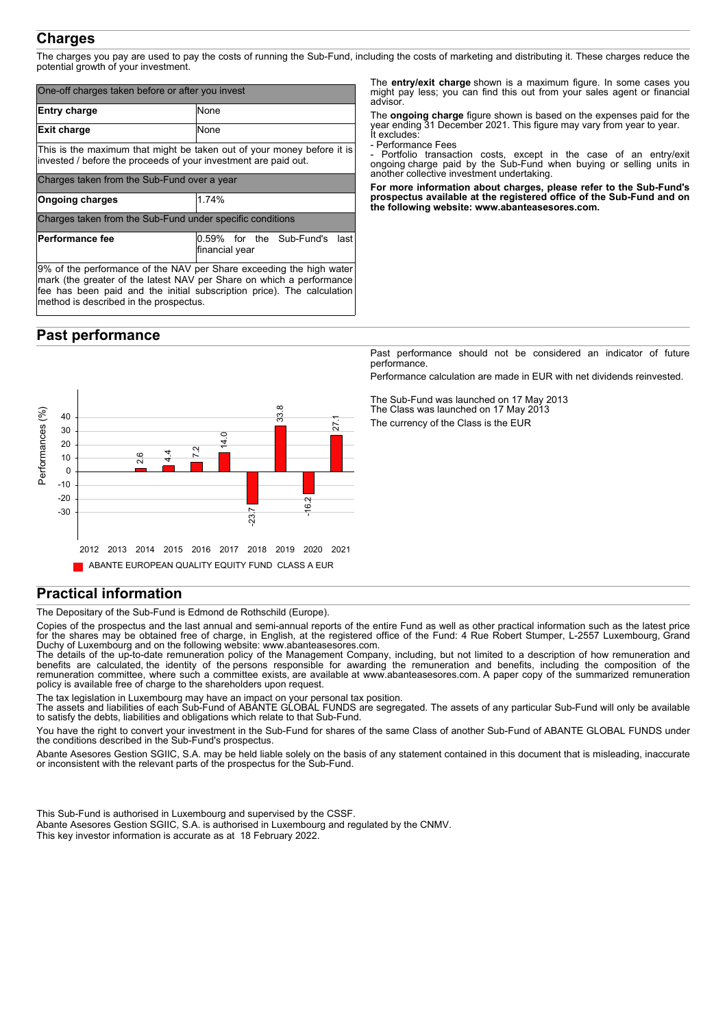## Charges

The charges you pay are used to pay the costs of running the Sub-Fund, including the costs of marketing and distributing it. These charges reduce the potential growth of your investment.

| One-off charges taken before or after you invest | |
|---|---|
| **Entry charge** | None |
| **Exit charge** | None |
| This is the maximum that might be taken out of your money before it is invested / before the proceeds of your investment are paid out. | |
| Charges taken from the Sub-Fund over a year | |
| **Ongoing charges** | 1.74% |
| Charges taken from the Sub-Fund under specific conditions | |
| **Performance fee** | 0.59% for the Sub-Fund's last financial year |
| 9% of the performance of the NAV per Share exceeding the high water mark (the greater of the latest NAV per Share on which a performance fee has been paid and the initial subscription price). The calculation method is described in the prospectus. | |

The **entry/exit charge** shown is a maximum figure. In some cases you might pay less; you can find this out from your sales agent or financial advisor.

The **ongoing charge** figure shown is based on the expenses paid for the year ending 31 December 2021. This figure may vary from year to year. It excludes:

- Performance Fees
- Portfolio transaction costs, except in the case of an entry/exit ongoing charge paid by the Sub-Fund when buying or selling units in another collective investment undertaking.

**For more information about charges, please refer to the Sub-Fund's prospectus available at the registered office of the Sub-Fund and on the following website: www.abanteasesores.com.**

## Past performance

Performances (%)

40
30
20
10
0
-10
-20
-30

2.6
4.4
7.2
14.0
-23.7
33.8
-16.2
27.1

2012 2013 2014 2015 2016 2017 2018 2019 2020 2021

ABANTE EUROPEAN QUALITY EQUITY FUND CLASS A EUR

Past performance should not be considered an indicator of future performance.

Performance calculation are made in EUR with net dividends reinvested.

The Sub-Fund was launched on 17 May 2013
The Class was launched on 17 May 2013

The currency of the Class is the EUR

## Practical information

The Depositary of the Sub-Fund is Edmond de Rothschild (Europe).

Copies of the prospectus and the last annual and semi-annual reports of the entire Fund as well as other practical information such as the latest price for the shares may be obtained free of charge, in English, at the registered office of the Fund: 4 Rue Robert Stumper, L-2557 Luxembourg, Grand Duchy of Luxembourg and on the following website: www.abanteasesores.com.
The details of the up-to-date remuneration policy of the Management Company, including, but not limited to a description of how remuneration and benefits are calculated, the identity of the persons responsible for awarding the remuneration and benefits, including the composition of the remuneration committee, where such a committee exists, are available at www.abanteasesores.com. A paper copy of the summarized remuneration policy is available free of charge to the shareholders upon request.

The tax legislation in Luxembourg may have an impact on your personal tax position.
The assets and liabilities of each Sub-Fund of ABANTE GLOBAL FUNDS are segregated. The assets of any particular Sub-Fund will only be available to satisfy the debts, liabilities and obligations which relate to that Sub-Fund.

You have the right to convert your investment in the Sub-Fund for shares of the same Class of another Sub-Fund of ABANTE GLOBAL FUNDS under the conditions described in the Sub-Fund's prospectus.

Abante Asesores Gestion SGIIC, S.A. may be held liable solely on the basis of any statement contained in this document that is misleading, inaccurate or inconsistent with the relevant parts of the prospectus for the Sub-Fund.

This Sub-Fund is authorised in Luxembourg and supervised by the CSSF.
Abante Asesores Gestion SGIIC, S.A. is authorised in Luxembourg and regulated by the CNMV.
This key investor information is accurate as at 18 February 2022.